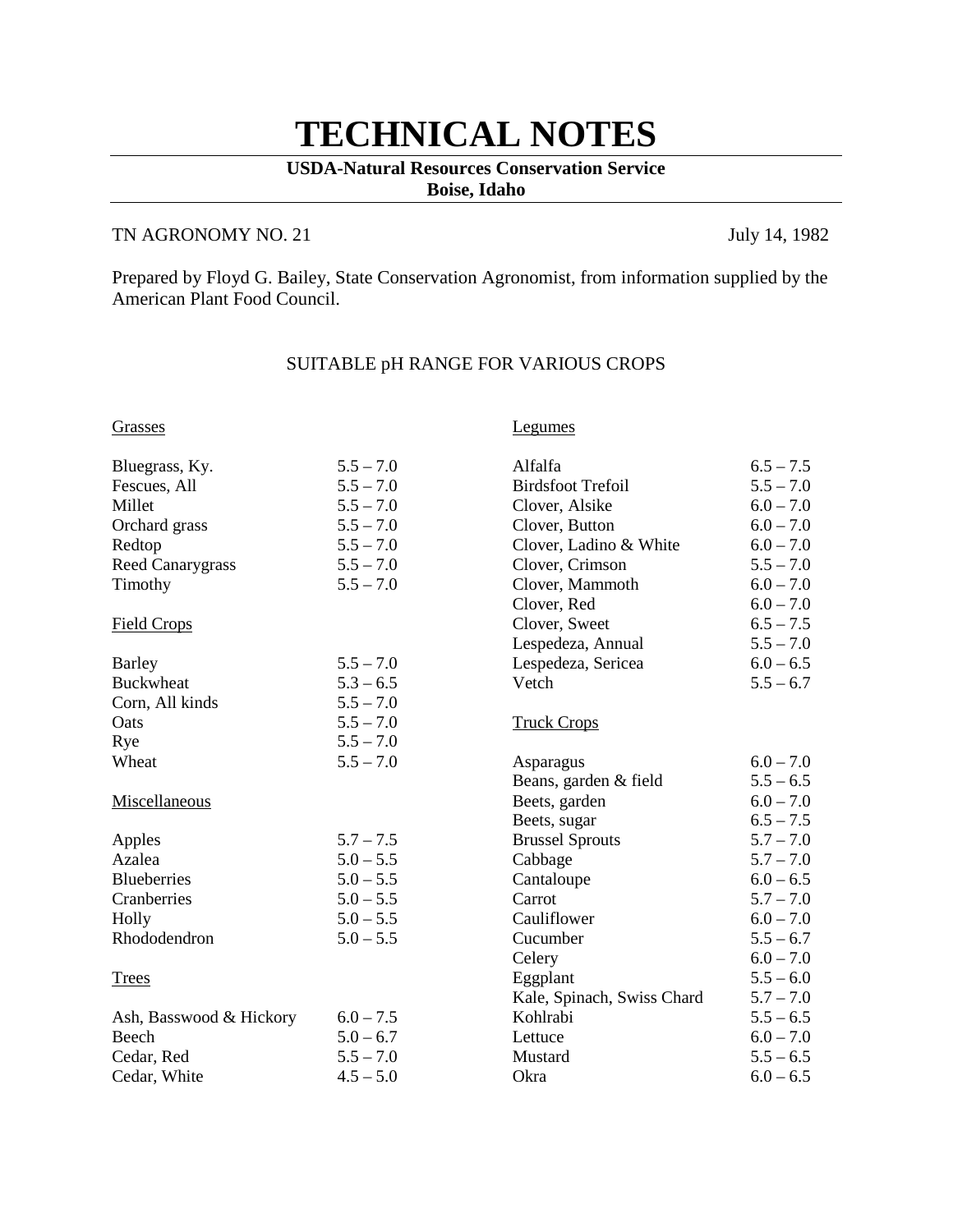# TECHNICAL NOTES

**USDA-Natural Resources Conservation Service**
**Boise, Idaho**

TN AGRONOMY NO. 21 — July 14, 1982

Prepared by Floyd G. Bailey, State Conservation Agronomist, from information supplied by the American Plant Food Council.

## SUITABLE pH RANGE FOR VARIOUS CROPS

### Grasses

| Crop | pH Range |
|---|---|
| Bluegrass, Ky. | 5.5 – 7.0 |
| Fescues, All | 5.5 – 7.0 |
| Millet | 5.5 – 7.0 |
| Orchard grass | 5.5 – 7.0 |
| Redtop | 5.5 – 7.0 |
| Reed Canarygrass | 5.5 – 7.0 |
| Timothy | 5.5 – 7.0 |

### Field Crops

| Crop | pH Range |
|---|---|
| Barley | 5.5 – 7.0 |
| Buckwheat | 5.3 – 6.5 |
| Corn, All kinds | 5.5 – 7.0 |
| Oats | 5.5 – 7.0 |
| Rye | 5.5 – 7.0 |
| Wheat | 5.5 – 7.0 |

### Miscellaneous

| Crop | pH Range |
|---|---|
| Apples | 5.7 – 7.5 |
| Azalea | 5.0 – 5.5 |
| Blueberries | 5.0 – 5.5 |
| Cranberries | 5.0 – 5.5 |
| Holly | 5.0 – 5.5 |
| Rhododendron | 5.0 – 5.5 |

### Trees

| Crop | pH Range |
|---|---|
| Ash, Basswood & Hickory | 6.0 – 7.5 |
| Beech | 5.0 – 6.7 |
| Cedar, Red | 5.5 – 7.0 |
| Cedar, White | 4.5 – 5.0 |

### Legumes

| Crop | pH Range |
|---|---|
| Alfalfa | 6.5 – 7.5 |
| Birdsfoot Trefoil | 5.5 – 7.0 |
| Clover, Alsike | 6.0 – 7.0 |
| Clover, Button | 6.0 – 7.0 |
| Clover, Ladino & White | 6.0 – 7.0 |
| Clover, Crimson | 5.5 – 7.0 |
| Clover, Mammoth | 6.0 – 7.0 |
| Clover, Red | 6.0 – 7.0 |
| Clover, Sweet | 6.5 – 7.5 |
| Lespedeza, Annual | 5.5 – 7.0 |
| Lespedeza, Sericea | 6.0 – 6.5 |
| Vetch | 5.5 – 6.7 |

### Truck Crops

| Crop | pH Range |
|---|---|
| Asparagus | 6.0 – 7.0 |
| Beans, garden & field | 5.5 – 6.5 |
| Beets, garden | 6.0 – 7.0 |
| Beets, sugar | 6.5 – 7.5 |
| Brussel Sprouts | 5.7 – 7.0 |
| Cabbage | 5.7 – 7.0 |
| Cantaloupe | 6.0 – 6.5 |
| Carrot | 5.7 – 7.0 |
| Cauliflower | 6.0 – 7.0 |
| Cucumber | 5.5 – 6.7 |
| Celery | 6.0 – 7.0 |
| Eggplant | 5.5 – 6.0 |
| Kale, Spinach, Swiss Chard | 5.7 – 7.0 |
| Kohlrabi | 5.5 – 6.5 |
| Lettuce | 6.0 – 7.0 |
| Mustard | 5.5 – 6.5 |
| Okra | 6.0 – 6.5 |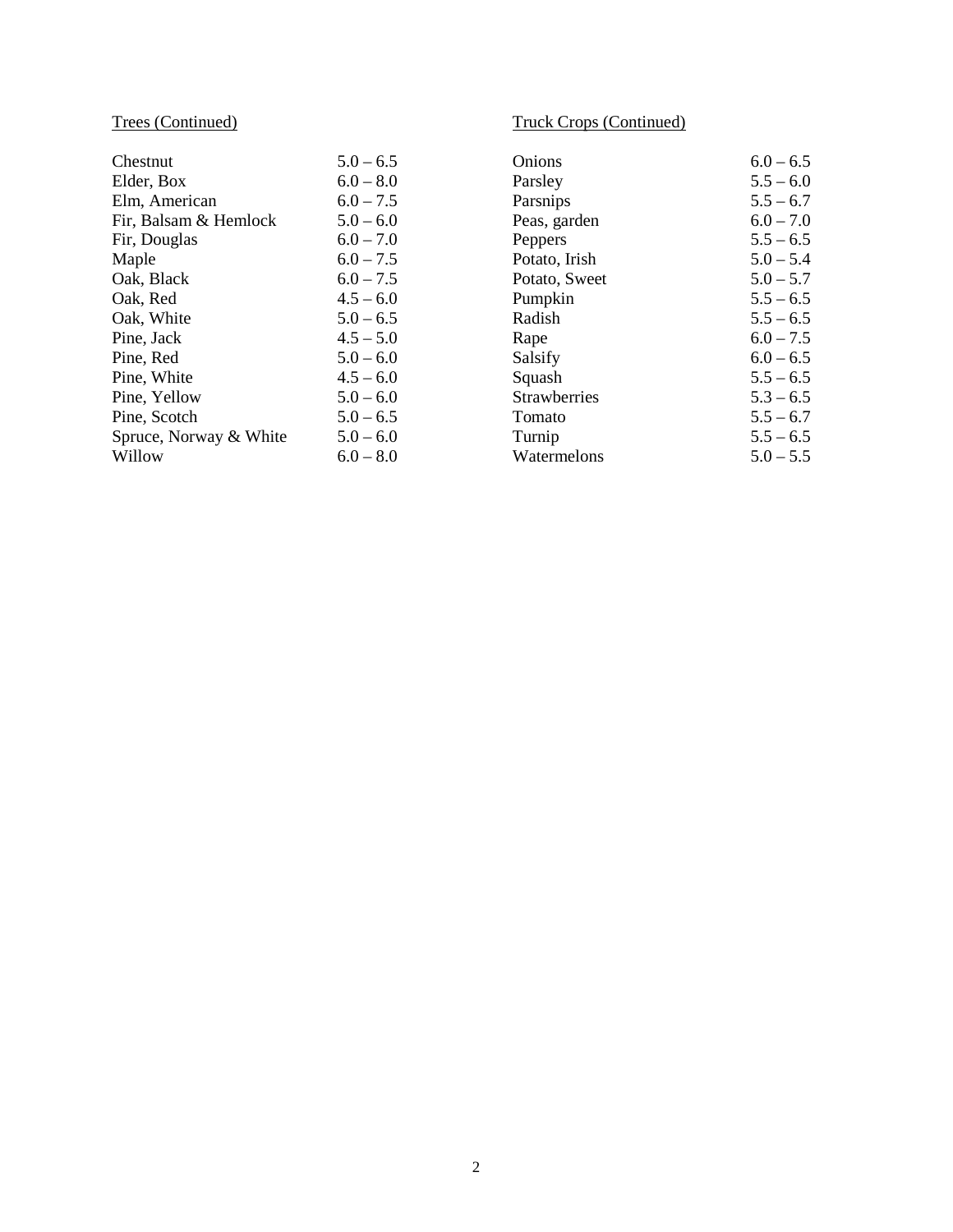Trees (Continued)

| | |
|---|---|
| Chestnut | 5.0 – 6.5 |
| Elder, Box | 6.0 – 8.0 |
| Elm, American | 6.0 – 7.5 |
| Fir, Balsam & Hemlock | 5.0 – 6.0 |
| Fir, Douglas | 6.0 – 7.0 |
| Maple | 6.0 – 7.5 |
| Oak, Black | 6.0 – 7.5 |
| Oak, Red | 4.5 – 6.0 |
| Oak, White | 5.0 – 6.5 |
| Pine, Jack | 4.5 – 5.0 |
| Pine, Red | 5.0 – 6.0 |
| Pine, White | 4.5 – 6.0 |
| Pine, Yellow | 5.0 – 6.0 |
| Pine, Scotch | 5.0 – 6.5 |
| Spruce, Norway & White | 5.0 – 6.0 |
| Willow | 6.0 – 8.0 |

Truck Crops (Continued)

| | |
|---|---|
| Onions | 6.0 – 6.5 |
| Parsley | 5.5 – 6.0 |
| Parsnips | 5.5 – 6.7 |
| Peas, garden | 6.0 – 7.0 |
| Peppers | 5.5 – 6.5 |
| Potato, Irish | 5.0 – 5.4 |
| Potato, Sweet | 5.0 – 5.7 |
| Pumpkin | 5.5 – 6.5 |
| Radish | 5.5 – 6.5 |
| Rape | 6.0 – 7.5 |
| Salsify | 6.0 – 6.5 |
| Squash | 5.5 – 6.5 |
| Strawberries | 5.3 – 6.5 |
| Tomato | 5.5 – 6.7 |
| Turnip | 5.5 – 6.5 |
| Watermelons | 5.0 – 5.5 |